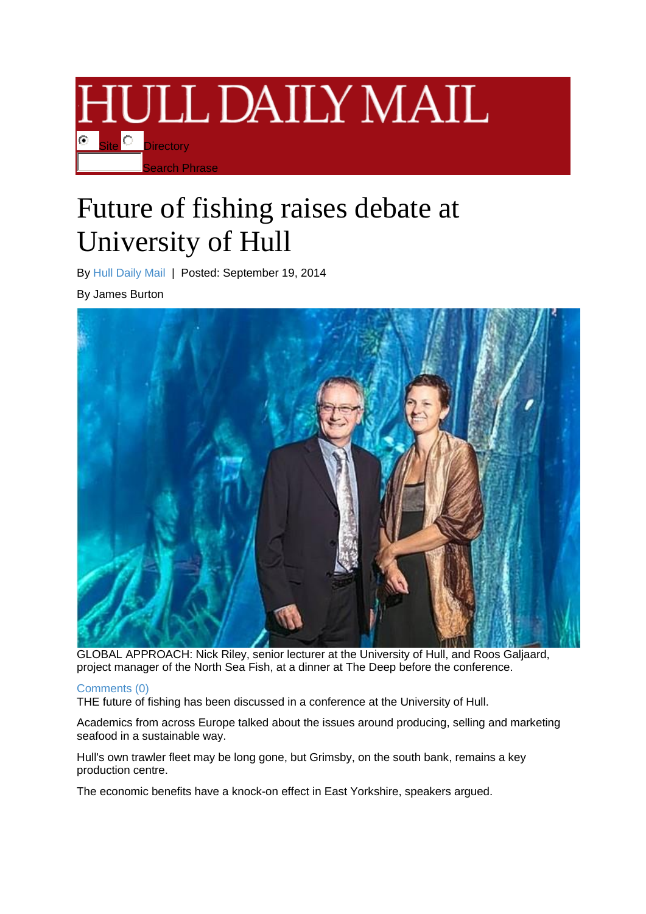# HULL DAILY MAIL

Site Directory

Search Phrase

# Future of fishing raises debate at University of Hull

By Hull Daily Mail | Posted: September 19, 2014

By James Burton

GLOBAL APPROACH: Nick Riley, senior lecturer at the University of Hull, and Roos Galjaard, project manager of the North Sea Fish, at a dinner at The Deep before the conference.

Comments (0)

THE future of fishing has been discussed in a conference at the University of Hull.

Academics from across Europe talked about the issues around producing, selling and marketing seafood in a sustainable way.

Hull's own trawler fleet may be long gone, but Grimsby, on the south bank, remains a key production centre.

The economic benefits have a knock-on effect in East Yorkshire, speakers argued.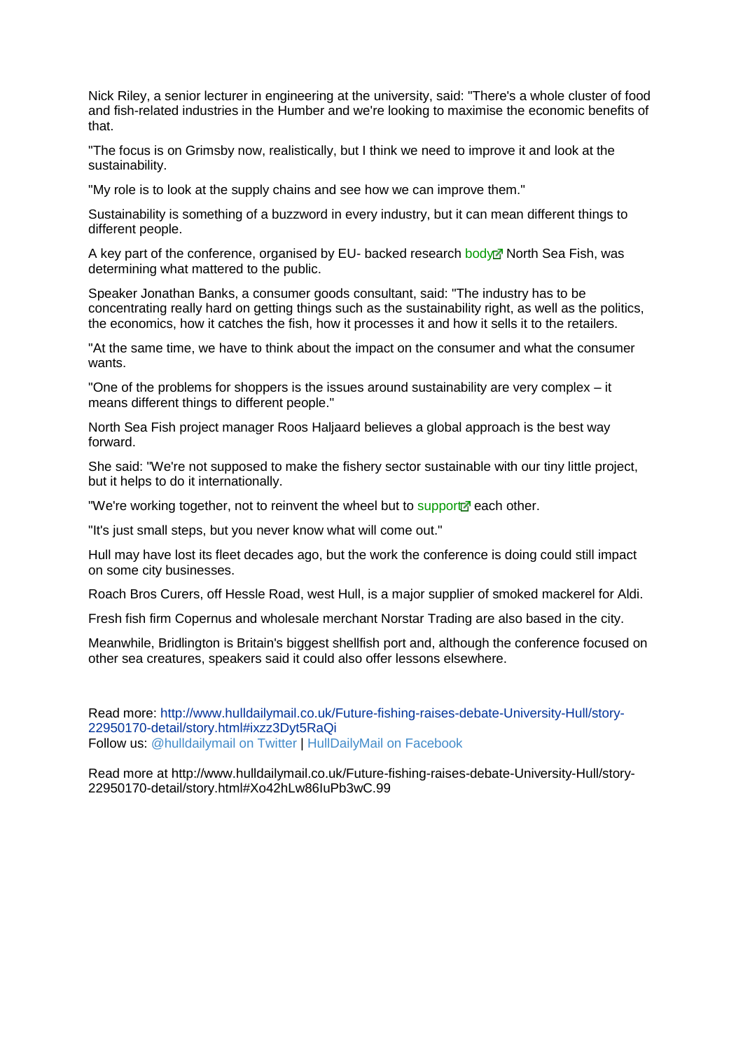Nick Riley, a senior lecturer in engineering at the university, said: "There's a whole cluster of food and fish-related industries in the Humber and we're looking to maximise the economic benefits of that.

"The focus is on Grimsby now, realistically, but I think we need to improve it and look at the sustainability.

"My role is to look at the supply chains and see how we can improve them."

Sustainability is something of a buzzword in every industry, but it can mean different things to different people.

A key part of the conference, organised by EU- backed research body North Sea Fish, was determining what mattered to the public.

Speaker Jonathan Banks, a consumer goods consultant, said: "The industry has to be concentrating really hard on getting things such as the sustainability right, as well as the politics, the economics, how it catches the fish, how it processes it and how it sells it to the retailers.

"At the same time, we have to think about the impact on the consumer and what the consumer wants.

"One of the problems for shoppers is the issues around sustainability are very complex – it means different things to different people."

North Sea Fish project manager Roos Haljaard believes a global approach is the best way forward.

She said: "We're not supposed to make the fishery sector sustainable with our tiny little project, but it helps to do it internationally.

"We're working together, not to reinvent the wheel but to support each other.

"It's just small steps, but you never know what will come out."

Hull may have lost its fleet decades ago, but the work the conference is doing could still impact on some city businesses.

Roach Bros Curers, off Hessle Road, west Hull, is a major supplier of smoked mackerel for Aldi.

Fresh fish firm Copernus and wholesale merchant Norstar Trading are also based in the city.

Meanwhile, Bridlington is Britain's biggest shellfish port and, although the conference focused on other sea creatures, speakers said it could also offer lessons elsewhere.

Read more: http://www.hulldailymail.co.uk/Future-fishing-raises-debate-University-Hull/story-22950170-detail/story.html#ixzz3Dyt5RaQi
Follow us: @hulldailymail on Twitter | HullDailyMail on Facebook

Read more at http://www.hulldailymail.co.uk/Future-fishing-raises-debate-University-Hull/story-22950170-detail/story.html#Xo42hLw86IuPb3wC.99